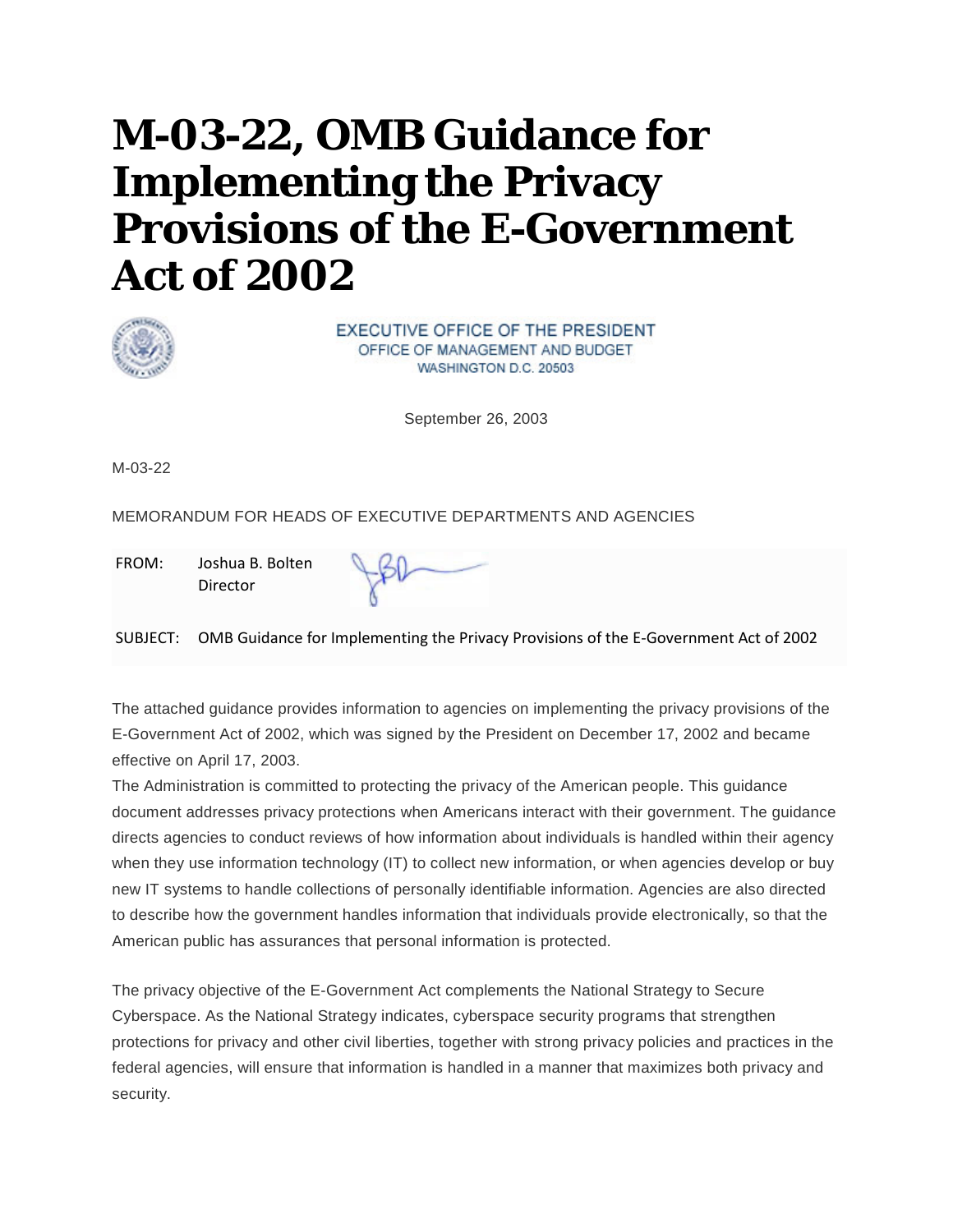# M-03-22, OMB Guidance for Implementing the Privacy Provisions of the E-Government Act of 2002

EXECUTIVE OFFICE OF THE PRESIDENT
OFFICE OF MANAGEMENT AND BUDGET
WASHINGTON D.C. 20503

September 26, 2003

M-03-22

MEMORANDUM FOR HEADS OF EXECUTIVE DEPARTMENTS AND AGENCIES

FROM: Joshua B. Bolten
Director

SUBJECT: OMB Guidance for Implementing the Privacy Provisions of the E-Government Act of 2002

The attached guidance provides information to agencies on implementing the privacy provisions of the E-Government Act of 2002, which was signed by the President on December 17, 2002 and became effective on April 17, 2003.

The Administration is committed to protecting the privacy of the American people. This guidance document addresses privacy protections when Americans interact with their government. The guidance directs agencies to conduct reviews of how information about individuals is handled within their agency when they use information technology (IT) to collect new information, or when agencies develop or buy new IT systems to handle collections of personally identifiable information. Agencies are also directed to describe how the government handles information that individuals provide electronically, so that the American public has assurances that personal information is protected.

The privacy objective of the E-Government Act complements the National Strategy to Secure Cyberspace. As the National Strategy indicates, cyberspace security programs that strengthen protections for privacy and other civil liberties, together with strong privacy policies and practices in the federal agencies, will ensure that information is handled in a manner that maximizes both privacy and security.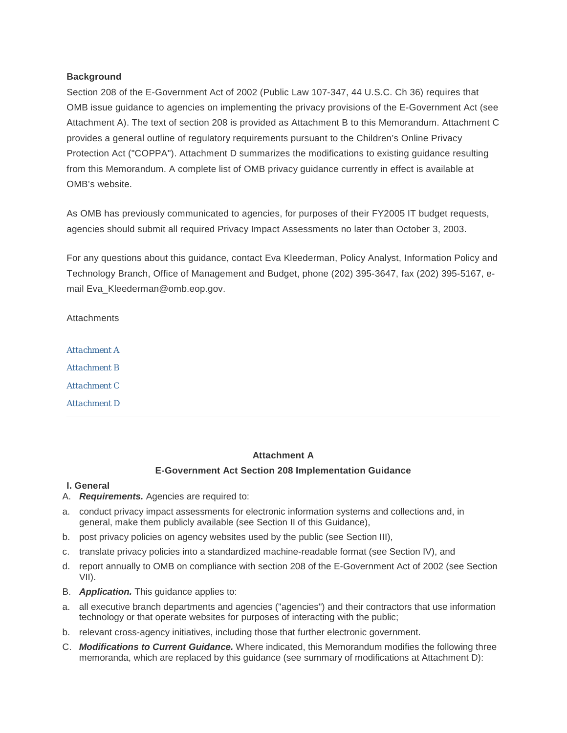**Background**

Section 208 of the E-Government Act of 2002 (Public Law 107-347, 44 U.S.C. Ch 36) requires that OMB issue guidance to agencies on implementing the privacy provisions of the E-Government Act (see Attachment A). The text of section 208 is provided as Attachment B to this Memorandum. Attachment C provides a general outline of regulatory requirements pursuant to the Children's Online Privacy Protection Act ("COPPA"). Attachment D summarizes the modifications to existing guidance resulting from this Memorandum. A complete list of OMB privacy guidance currently in effect is available at OMB's website.

As OMB has previously communicated to agencies, for purposes of their FY2005 IT budget requests, agencies should submit all required Privacy Impact Assessments no later than October 3, 2003.

For any questions about this guidance, contact Eva Kleederman, Policy Analyst, Information Policy and Technology Branch, Office of Management and Budget, phone (202) 395-3647, fax (202) 395-5167, e-mail Eva_Kleederman@omb.eop.gov.

Attachments

Attachment A

Attachment B

Attachment C

Attachment D

---

## Attachment A

## E-Government Act Section 208 Implementation Guidance

### I. General

A. ***Requirements.*** Agencies are required to:

a. conduct privacy impact assessments for electronic information systems and collections and, in general, make them publicly available (see Section II of this Guidance),

b. post privacy policies on agency websites used by the public (see Section III),

c. translate privacy policies into a standardized machine-readable format (see Section IV), and

d. report annually to OMB on compliance with section 208 of the E-Government Act of 2002 (see Section VII).

B. ***Application.*** This guidance applies to:

a. all executive branch departments and agencies ("agencies") and their contractors that use information technology or that operate websites for purposes of interacting with the public;

b. relevant cross-agency initiatives, including those that further electronic government.

C. ***Modifications to Current Guidance.*** Where indicated, this Memorandum modifies the following three memoranda, which are replaced by this guidance (see summary of modifications at Attachment D):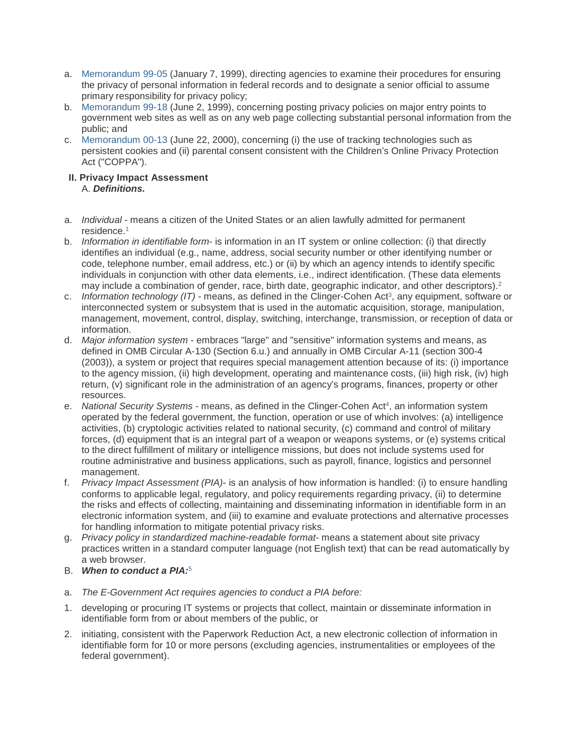a. Memorandum 99-05 (January 7, 1999), directing agencies to examine their procedures for ensuring the privacy of personal information in federal records and to designate a senior official to assume primary responsibility for privacy policy;
b. Memorandum 99-18 (June 2, 1999), concerning posting privacy policies on major entry points to government web sites as well as on any web page collecting substantial personal information from the public; and
c. Memorandum 00-13 (June 22, 2000), concerning (i) the use of tracking technologies such as persistent cookies and (ii) parental consent consistent with the Children's Online Privacy Protection Act ("COPPA").

## II. Privacy Impact Assessment

### A. *Definitions.*

a. *Individual* - means a citizen of the United States or an alien lawfully admitted for permanent residence.[1]
b. *Information in identifiable form*- is information in an IT system or online collection: (i) that directly identifies an individual (e.g., name, address, social security number or other identifying number or code, telephone number, email address, etc.) or (ii) by which an agency intends to identify specific individuals in conjunction with other data elements, i.e., indirect identification. (These data elements may include a combination of gender, race, birth date, geographic indicator, and other descriptors).[2]
c. *Information technology (IT)* - means, as defined in the Clinger-Cohen Act[3], any equipment, software or interconnected system or subsystem that is used in the automatic acquisition, storage, manipulation, management, movement, control, display, switching, interchange, transmission, or reception of data or information.
d. *Major information system* - embraces "large" and "sensitive" information systems and means, as defined in OMB Circular A-130 (Section 6.u.) and annually in OMB Circular A-11 (section 300-4 (2003)), a system or project that requires special management attention because of its: (i) importance to the agency mission, (ii) high development, operating and maintenance costs, (iii) high risk, (iv) high return, (v) significant role in the administration of an agency's programs, finances, property or other resources.
e. *National Security Systems* - means, as defined in the Clinger-Cohen Act[4], an information system operated by the federal government, the function, operation or use of which involves: (a) intelligence activities, (b) cryptologic activities related to national security, (c) command and control of military forces, (d) equipment that is an integral part of a weapon or weapons systems, or (e) systems critical to the direct fulfillment of military or intelligence missions, but does not include systems used for routine administrative and business applications, such as payroll, finance, logistics and personnel management.
f. *Privacy Impact Assessment (PIA)*- is an analysis of how information is handled: (i) to ensure handling conforms to applicable legal, regulatory, and policy requirements regarding privacy, (ii) to determine the risks and effects of collecting, maintaining and disseminating information in identifiable form in an electronic information system, and (iii) to examine and evaluate protections and alternative processes for handling information to mitigate potential privacy risks.
g. *Privacy policy in standardized machine-readable format*- means a statement about site privacy practices written in a standard computer language (not English text) that can be read automatically by a web browser.

### B. *When to conduct a PIA:*[5]

a. *The E-Government Act requires agencies to conduct a PIA before:*

1. developing or procuring IT systems or projects that collect, maintain or disseminate information in identifiable form from or about members of the public, or
2. initiating, consistent with the Paperwork Reduction Act, a new electronic collection of information in identifiable form for 10 or more persons (excluding agencies, instrumentalities or employees of the federal government).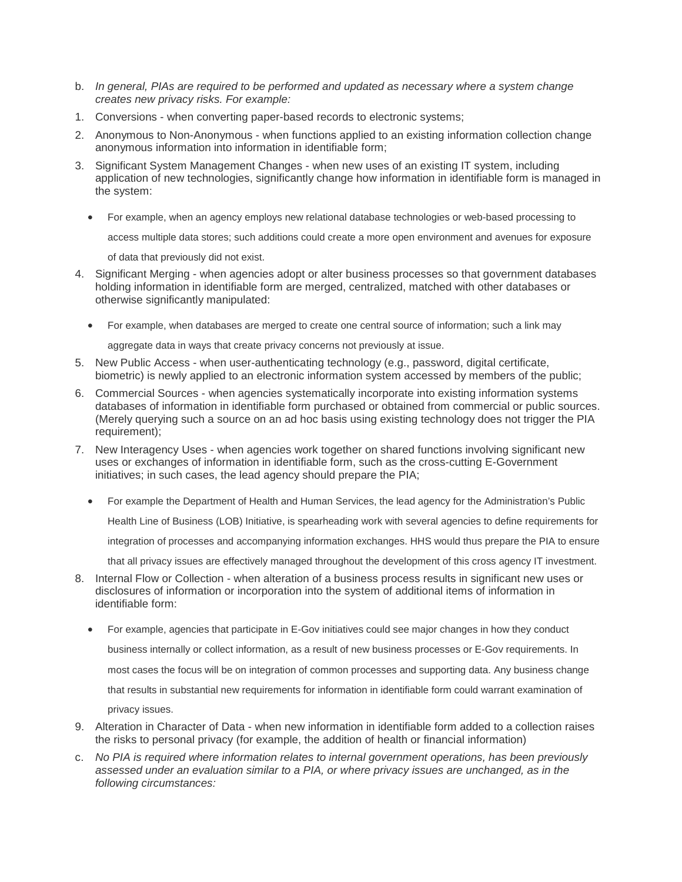b. *In general, PIAs are required to be performed and updated as necessary where a system change creates new privacy risks. For example:*

1. Conversions - when converting paper-based records to electronic systems;
2. Anonymous to Non-Anonymous - when functions applied to an existing information collection change anonymous information into information in identifiable form;
3. Significant System Management Changes - when new uses of an existing IT system, including application of new technologies, significantly change how information in identifiable form is managed in the system:
   - For example, when an agency employs new relational database technologies or web-based processing to access multiple data stores; such additions could create a more open environment and avenues for exposure of data that previously did not exist.
4. Significant Merging - when agencies adopt or alter business processes so that government databases holding information in identifiable form are merged, centralized, matched with other databases or otherwise significantly manipulated:
   - For example, when databases are merged to create one central source of information; such a link may aggregate data in ways that create privacy concerns not previously at issue.
5. New Public Access - when user-authenticating technology (e.g., password, digital certificate, biometric) is newly applied to an electronic information system accessed by members of the public;
6. Commercial Sources - when agencies systematically incorporate into existing information systems databases of information in identifiable form purchased or obtained from commercial or public sources. (Merely querying such a source on an ad hoc basis using existing technology does not trigger the PIA requirement);
7. New Interagency Uses - when agencies work together on shared functions involving significant new uses or exchanges of information in identifiable form, such as the cross-cutting E-Government initiatives; in such cases, the lead agency should prepare the PIA;
   - For example the Department of Health and Human Services, the lead agency for the Administration's Public Health Line of Business (LOB) Initiative, is spearheading work with several agencies to define requirements for integration of processes and accompanying information exchanges. HHS would thus prepare the PIA to ensure that all privacy issues are effectively managed throughout the development of this cross agency IT investment.
8. Internal Flow or Collection - when alteration of a business process results in significant new uses or disclosures of information or incorporation into the system of additional items of information in identifiable form:
   - For example, agencies that participate in E-Gov initiatives could see major changes in how they conduct business internally or collect information, as a result of new business processes or E-Gov requirements. In most cases the focus will be on integration of common processes and supporting data. Any business change that results in substantial new requirements for information in identifiable form could warrant examination of privacy issues.
9. Alteration in Character of Data - when new information in identifiable form added to a collection raises the risks to personal privacy (for example, the addition of health or financial information)

c. *No PIA is required where information relates to internal government operations, has been previously assessed under an evaluation similar to a PIA, or where privacy issues are unchanged, as in the following circumstances:*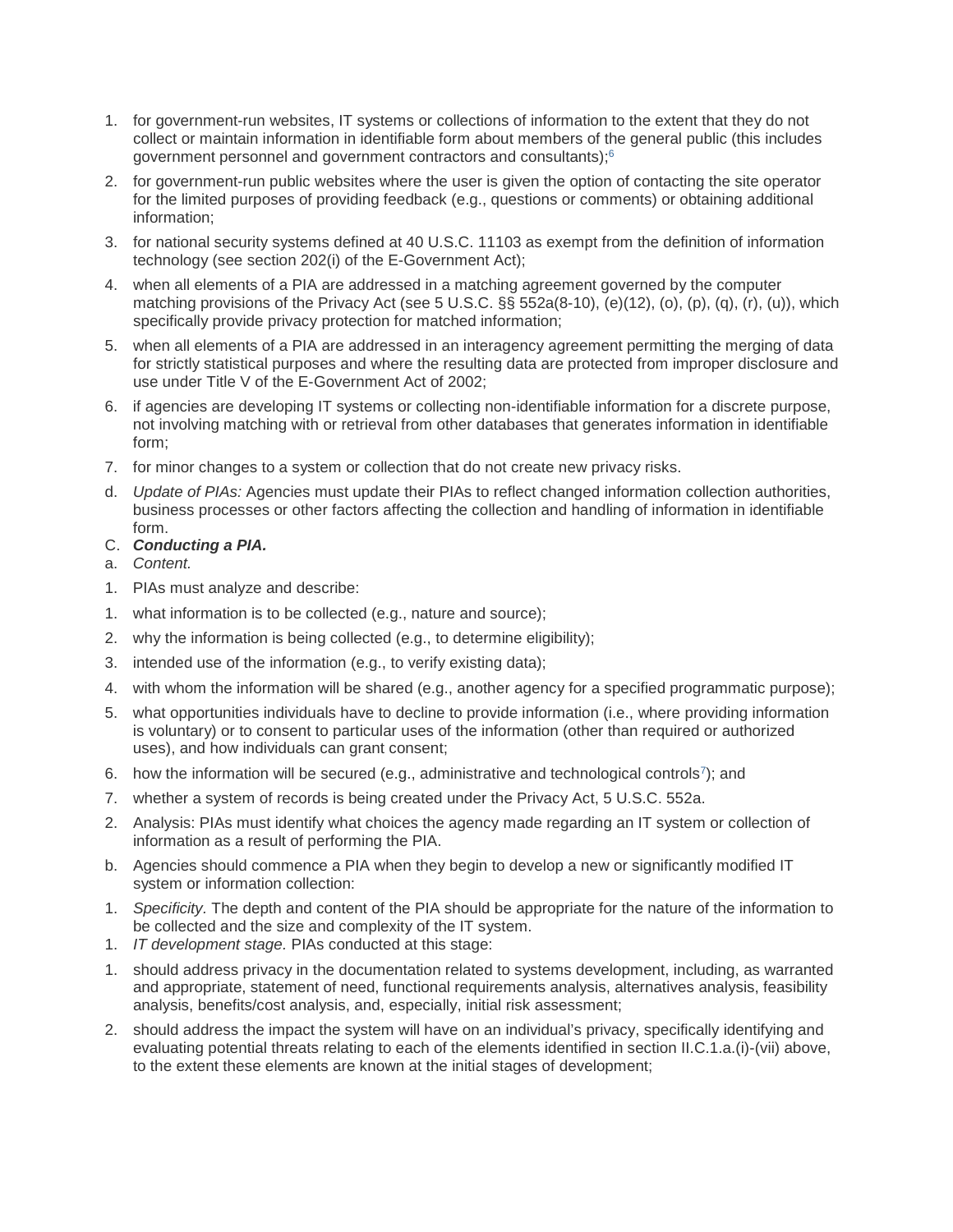1. for government-run websites, IT systems or collections of information to the extent that they do not collect or maintain information in identifiable form about members of the general public (this includes government personnel and government contractors and consultants);[6]
2. for government-run public websites where the user is given the option of contacting the site operator for the limited purposes of providing feedback (e.g., questions or comments) or obtaining additional information;
3. for national security systems defined at 40 U.S.C. 11103 as exempt from the definition of information technology (see section 202(i) of the E-Government Act);
4. when all elements of a PIA are addressed in a matching agreement governed by the computer matching provisions of the Privacy Act (see 5 U.S.C. §§ 552a(8-10), (e)(12), (o), (p), (q), (r), (u)), which specifically provide privacy protection for matched information;
5. when all elements of a PIA are addressed in an interagency agreement permitting the merging of data for strictly statistical purposes and where the resulting data are protected from improper disclosure and use under Title V of the E-Government Act of 2002;
6. if agencies are developing IT systems or collecting non-identifiable information for a discrete purpose, not involving matching with or retrieval from other databases that generates information in identifiable form;
7. for minor changes to a system or collection that do not create new privacy risks.

d. *Update of PIAs:* Agencies must update their PIAs to reflect changed information collection authorities, business processes or other factors affecting the collection and handling of information in identifiable form.

C. ***Conducting a PIA.***

a. *Content.*

1. PIAs must analyze and describe:
   1. what information is to be collected (e.g., nature and source);
   2. why the information is being collected (e.g., to determine eligibility);
   3. intended use of the information (e.g., to verify existing data);
   4. with whom the information will be shared (e.g., another agency for a specified programmatic purpose);
   5. what opportunities individuals have to decline to provide information (i.e., where providing information is voluntary) or to consent to particular uses of the information (other than required or authorized uses), and how individuals can grant consent;
   6. how the information will be secured (e.g., administrative and technological controls[7]); and
   7. whether a system of records is being created under the Privacy Act, 5 U.S.C. 552a.
2. Analysis: PIAs must identify what choices the agency made regarding an IT system or collection of information as a result of performing the PIA.

b. Agencies should commence a PIA when they begin to develop a new or significantly modified IT system or information collection:

1. *Specificity.* The depth and content of the PIA should be appropriate for the nature of the information to be collected and the size and complexity of the IT system.
1. *IT development stage.* PIAs conducted at this stage:
   1. should address privacy in the documentation related to systems development, including, as warranted and appropriate, statement of need, functional requirements analysis, alternatives analysis, feasibility analysis, benefits/cost analysis, and, especially, initial risk assessment;
   2. should address the impact the system will have on an individual's privacy, specifically identifying and evaluating potential threats relating to each of the elements identified in section II.C.1.a.(i)-(vii) above, to the extent these elements are known at the initial stages of development;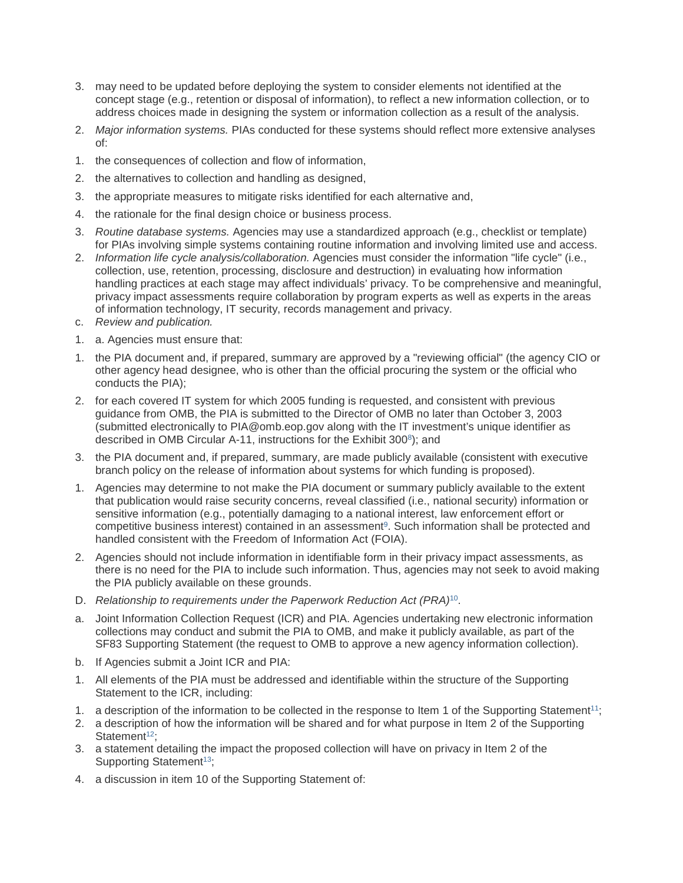3. may need to be updated before deploying the system to consider elements not identified at the concept stage (e.g., retention or disposal of information), to reflect a new information collection, or to address choices made in designing the system or information collection as a result of the analysis.

2. *Major information systems.* PIAs conducted for these systems should reflect more extensive analyses of:

1. the consequences of collection and flow of information,
2. the alternatives to collection and handling as designed,
3. the appropriate measures to mitigate risks identified for each alternative and,
4. the rationale for the final design choice or business process.

3. *Routine database systems.* Agencies may use a standardized approach (e.g., checklist or template) for PIAs involving simple systems containing routine information and involving limited use and access.

2. *Information life cycle analysis/collaboration.* Agencies must consider the information "life cycle" (i.e., collection, use, retention, processing, disclosure and destruction) in evaluating how information handling practices at each stage may affect individuals' privacy. To be comprehensive and meaningful, privacy impact assessments require collaboration by program experts as well as experts in the areas of information technology, IT security, records management and privacy.

c. *Review and publication.*

1. a. Agencies must ensure that:

1. the PIA document and, if prepared, summary are approved by a "reviewing official" (the agency CIO or other agency head designee, who is other than the official procuring the system or the official who conducts the PIA);
2. for each covered IT system for which 2005 funding is requested, and consistent with previous guidance from OMB, the PIA is submitted to the Director of OMB no later than October 3, 2003 (submitted electronically to PIA@omb.eop.gov along with the IT investment's unique identifier as described in OMB Circular A-11, instructions for the Exhibit 300[8]); and
3. the PIA document and, if prepared, summary, are made publicly available (consistent with executive branch policy on the release of information about systems for which funding is proposed).

1. Agencies may determine to not make the PIA document or summary publicly available to the extent that publication would raise security concerns, reveal classified (i.e., national security) information or sensitive information (e.g., potentially damaging to a national interest, law enforcement effort or competitive business interest) contained in an assessment[9]. Such information shall be protected and handled consistent with the Freedom of Information Act (FOIA).
2. Agencies should not include information in identifiable form in their privacy impact assessments, as there is no need for the PIA to include such information. Thus, agencies may not seek to avoid making the PIA publicly available on these grounds.

D. *Relationship to requirements under the Paperwork Reduction Act (PRA)*[10].

a. Joint Information Collection Request (ICR) and PIA. Agencies undertaking new electronic information collections may conduct and submit the PIA to OMB, and make it publicly available, as part of the SF83 Supporting Statement (the request to OMB to approve a new agency information collection).

b. If Agencies submit a Joint ICR and PIA:

1. All elements of the PIA must be addressed and identifiable within the structure of the Supporting Statement to the ICR, including:

1. a description of the information to be collected in the response to Item 1 of the Supporting Statement[11];
2. a description of how the information will be shared and for what purpose in Item 2 of the Supporting Statement[12];
3. a statement detailing the impact the proposed collection will have on privacy in Item 2 of the Supporting Statement[13];
4. a discussion in item 10 of the Supporting Statement of: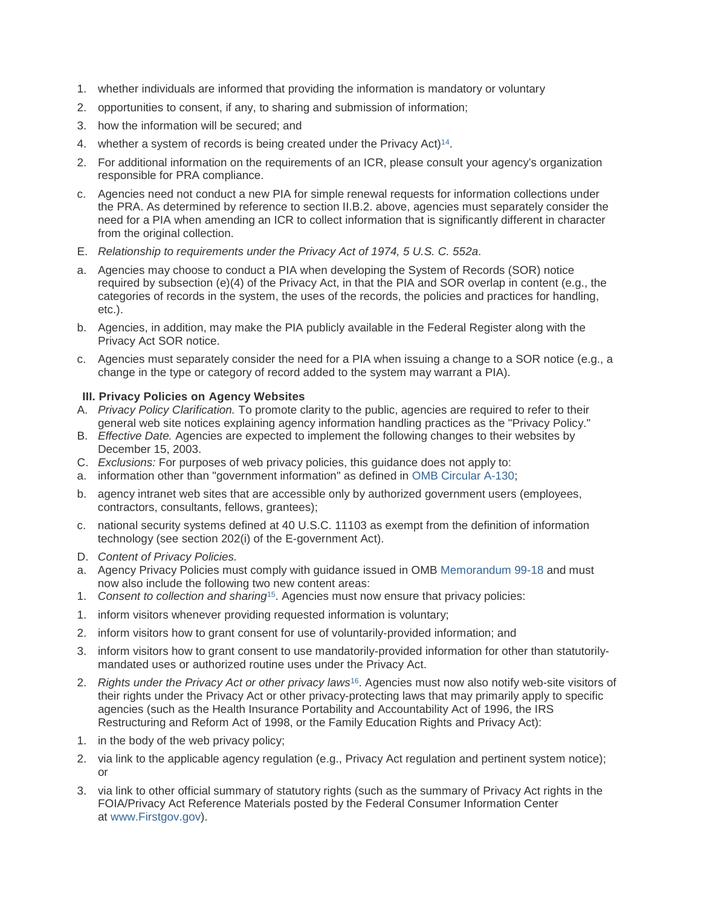1. whether individuals are informed that providing the information is mandatory or voluntary
2. opportunities to consent, if any, to sharing and submission of information;
3. how the information will be secured; and
4. whether a system of records is being created under the Privacy Act)[14].

2. For additional information on the requirements of an ICR, please consult your agency's organization responsible for PRA compliance.

c. Agencies need not conduct a new PIA for simple renewal requests for information collections under the PRA. As determined by reference to section II.B.2. above, agencies must separately consider the need for a PIA when amending an ICR to collect information that is significantly different in character from the original collection.

E. *Relationship to requirements under the Privacy Act of 1974, 5 U.S. C. 552a.*

a. Agencies may choose to conduct a PIA when developing the System of Records (SOR) notice required by subsection (e)(4) of the Privacy Act, in that the PIA and SOR overlap in content (e.g., the categories of records in the system, the uses of the records, the policies and practices for handling, etc.).

b. Agencies, in addition, may make the PIA publicly available in the Federal Register along with the Privacy Act SOR notice.

c. Agencies must separately consider the need for a PIA when issuing a change to a SOR notice (e.g., a change in the type or category of record added to the system may warrant a PIA).

### III. Privacy Policies on Agency Websites

A. *Privacy Policy Clarification.* To promote clarity to the public, agencies are required to refer to their general web site notices explaining agency information handling practices as the "Privacy Policy."

B. *Effective Date.* Agencies are expected to implement the following changes to their websites by December 15, 2003.

C. *Exclusions:* For purposes of web privacy policies, this guidance does not apply to:

a. information other than "government information" as defined in OMB Circular A-130;

b. agency intranet web sites that are accessible only by authorized government users (employees, contractors, consultants, fellows, grantees);

c. national security systems defined at 40 U.S.C. 11103 as exempt from the definition of information technology (see section 202(i) of the E-government Act).

D. *Content of Privacy Policies.*

a. Agency Privacy Policies must comply with guidance issued in OMB Memorandum 99-18 and must now also include the following two new content areas:

1. *Consent to collection and sharing*[15]. Agencies must now ensure that privacy policies:
   1. inform visitors whenever providing requested information is voluntary;
   2. inform visitors how to grant consent for use of voluntarily-provided information; and
   3. inform visitors how to grant consent to use mandatorily-provided information for other than statutorily-mandated uses or authorized routine uses under the Privacy Act.

2. *Rights under the Privacy Act or other privacy laws*[16]. Agencies must now also notify web-site visitors of their rights under the Privacy Act or other privacy-protecting laws that may primarily apply to specific agencies (such as the Health Insurance Portability and Accountability Act of 1996, the IRS Restructuring and Reform Act of 1998, or the Family Education Rights and Privacy Act):
   1. in the body of the web privacy policy;
   2. via link to the applicable agency regulation (e.g., Privacy Act regulation and pertinent system notice); or
   3. via link to other official summary of statutory rights (such as the summary of Privacy Act rights in the FOIA/Privacy Act Reference Materials posted by the Federal Consumer Information Center at www.Firstgov.gov).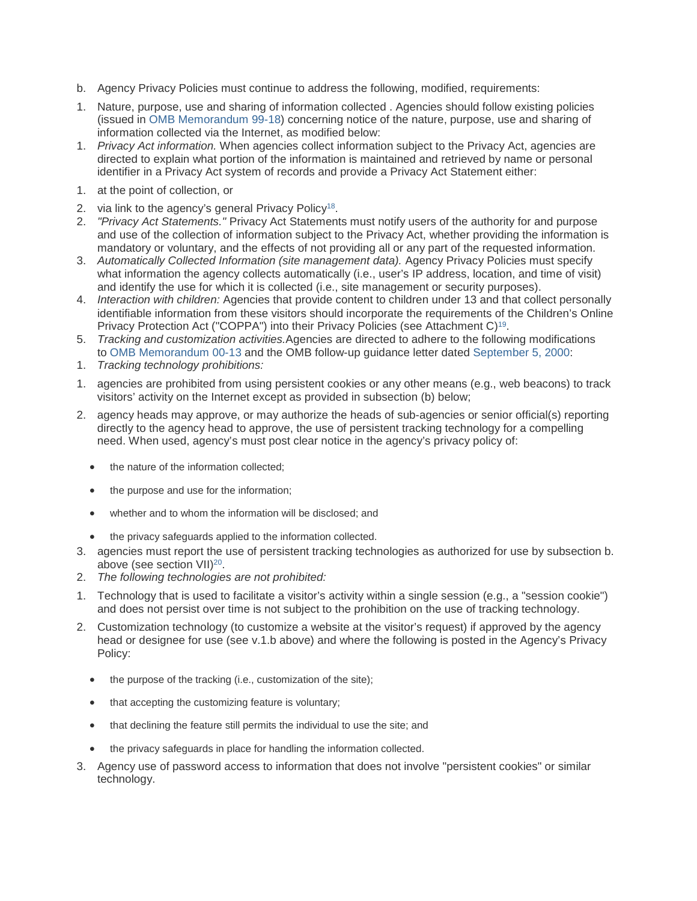b. Agency Privacy Policies must continue to address the following, modified, requirements:

1. Nature, purpose, use and sharing of information collected . Agencies should follow existing policies (issued in OMB Memorandum 99-18) concerning notice of the nature, purpose, use and sharing of information collected via the Internet, as modified below:
1. *Privacy Act information.* When agencies collect information subject to the Privacy Act, agencies are directed to explain what portion of the information is maintained and retrieved by name or personal identifier in a Privacy Act system of records and provide a Privacy Act Statement either:
1. at the point of collection, or
2. via link to the agency's general Privacy Policy[18].
2. *"Privacy Act Statements."* Privacy Act Statements must notify users of the authority for and purpose and use of the collection of information subject to the Privacy Act, whether providing the information is mandatory or voluntary, and the effects of not providing all or any part of the requested information.
3. *Automatically Collected Information (site management data).* Agency Privacy Policies must specify what information the agency collects automatically (i.e., user's IP address, location, and time of visit) and identify the use for which it is collected (i.e., site management or security purposes).
4. *Interaction with children:* Agencies that provide content to children under 13 and that collect personally identifiable information from these visitors should incorporate the requirements of the Children's Online Privacy Protection Act ("COPPA") into their Privacy Policies (see Attachment C)[19].
5. *Tracking and customization activities.* Agencies are directed to adhere to the following modifications to OMB Memorandum 00-13 and the OMB follow-up guidance letter dated September 5, 2000:
1. *Tracking technology prohibitions:*
1. agencies are prohibited from using persistent cookies or any other means (e.g., web beacons) to track visitors' activity on the Internet except as provided in subsection (b) below;
2. agency heads may approve, or may authorize the heads of sub-agencies or senior official(s) reporting directly to the agency head to approve, the use of persistent tracking technology for a compelling need. When used, agency's must post clear notice in the agency's privacy policy of:
   - the nature of the information collected;
   - the purpose and use for the information;
   - whether and to whom the information will be disclosed; and
   - the privacy safeguards applied to the information collected.
3. agencies must report the use of persistent tracking technologies as authorized for use by subsection b. above (see section VII)[20].
2. *The following technologies are not prohibited:*
1. Technology that is used to facilitate a visitor's activity within a single session (e.g., a "session cookie") and does not persist over time is not subject to the prohibition on the use of tracking technology.
2. Customization technology (to customize a website at the visitor's request) if approved by the agency head or designee for use (see v.1.b above) and where the following is posted in the Agency's Privacy Policy:
   - the purpose of the tracking (i.e., customization of the site);
   - that accepting the customizing feature is voluntary;
   - that declining the feature still permits the individual to use the site; and
   - the privacy safeguards in place for handling the information collected.
3. Agency use of password access to information that does not involve "persistent cookies" or similar technology.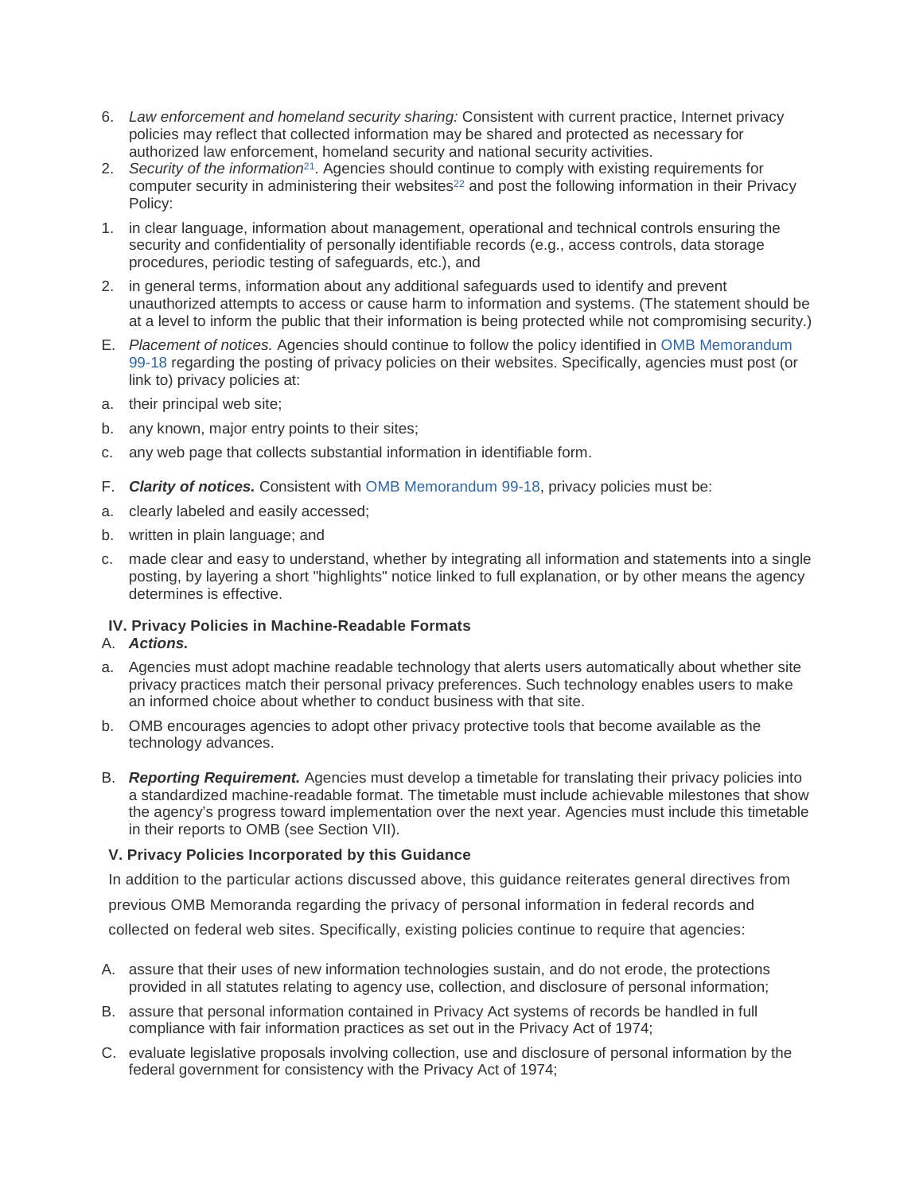6. *Law enforcement and homeland security sharing:* Consistent with current practice, Internet privacy policies may reflect that collected information may be shared and protected as necessary for authorized law enforcement, homeland security and national security activities.
2. *Security of the information*[21]. Agencies should continue to comply with existing requirements for computer security in administering their websites[22] and post the following information in their Privacy Policy:
1. in clear language, information about management, operational and technical controls ensuring the security and confidentiality of personally identifiable records (e.g., access controls, data storage procedures, periodic testing of safeguards, etc.), and
2. in general terms, information about any additional safeguards used to identify and prevent unauthorized attempts to access or cause harm to information and systems. (The statement should be at a level to inform the public that their information is being protected while not compromising security.)

E. *Placement of notices.* Agencies should continue to follow the policy identified in OMB Memorandum 99-18 regarding the posting of privacy policies on their websites. Specifically, agencies must post (or link to) privacy policies at:

a. their principal web site;

b. any known, major entry points to their sites;

c. any web page that collects substantial information in identifiable form.

F. ***Clarity of notices.*** Consistent with OMB Memorandum 99-18, privacy policies must be:

a. clearly labeled and easily accessed;

b. written in plain language; and

c. made clear and easy to understand, whether by integrating all information and statements into a single posting, by layering a short "highlights" notice linked to full explanation, or by other means the agency determines is effective.

**IV. Privacy Policies in Machine-Readable Formats**

A. ***Actions.***

a. Agencies must adopt machine readable technology that alerts users automatically about whether site privacy practices match their personal privacy preferences. Such technology enables users to make an informed choice about whether to conduct business with that site.

b. OMB encourages agencies to adopt other privacy protective tools that become available as the technology advances.

B. ***Reporting Requirement.*** Agencies must develop a timetable for translating their privacy policies into a standardized machine-readable format. The timetable must include achievable milestones that show the agency's progress toward implementation over the next year. Agencies must include this timetable in their reports to OMB (see Section VII).

**V. Privacy Policies Incorporated by this Guidance**

In addition to the particular actions discussed above, this guidance reiterates general directives from previous OMB Memoranda regarding the privacy of personal information in federal records and collected on federal web sites. Specifically, existing policies continue to require that agencies:

A. assure that their uses of new information technologies sustain, and do not erode, the protections provided in all statutes relating to agency use, collection, and disclosure of personal information;

B. assure that personal information contained in Privacy Act systems of records be handled in full compliance with fair information practices as set out in the Privacy Act of 1974;

C. evaluate legislative proposals involving collection, use and disclosure of personal information by the federal government for consistency with the Privacy Act of 1974;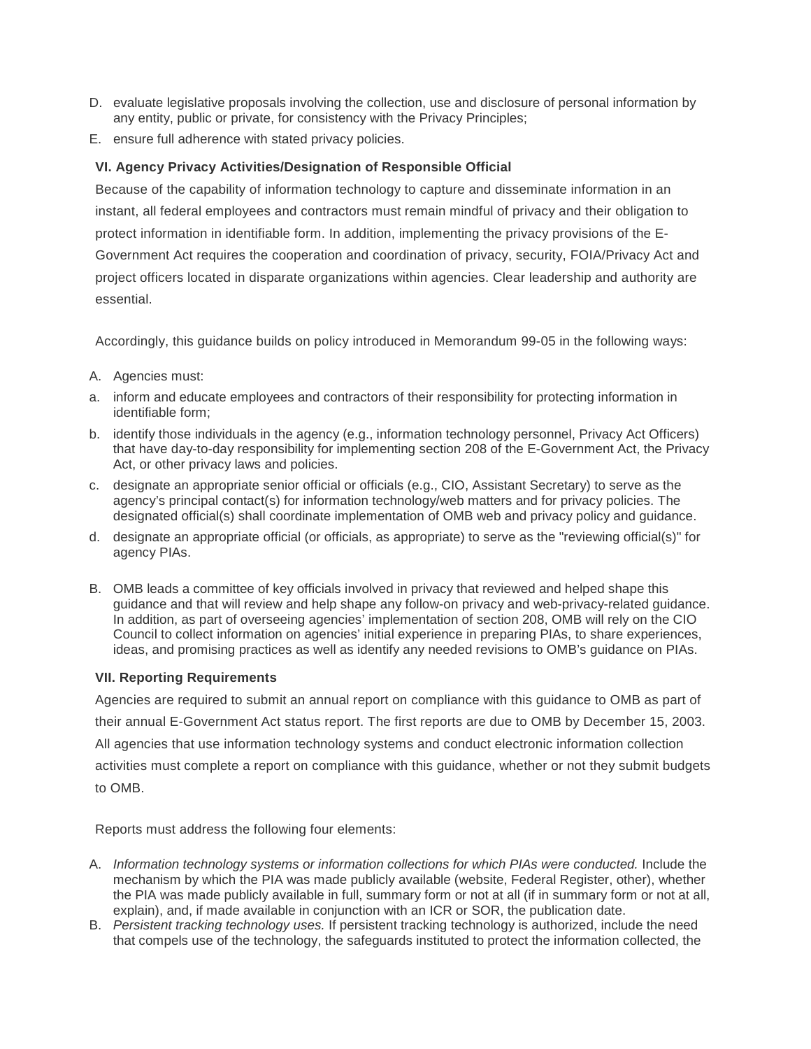D. evaluate legislative proposals involving the collection, use and disclosure of personal information by any entity, public or private, for consistency with the Privacy Principles;

E. ensure full adherence with stated privacy policies.

**VI. Agency Privacy Activities/Designation of Responsible Official**

Because of the capability of information technology to capture and disseminate information in an instant, all federal employees and contractors must remain mindful of privacy and their obligation to protect information in identifiable form. In addition, implementing the privacy provisions of the E-Government Act requires the cooperation and coordination of privacy, security, FOIA/Privacy Act and project officers located in disparate organizations within agencies. Clear leadership and authority are essential.

Accordingly, this guidance builds on policy introduced in Memorandum 99-05 in the following ways:

A. Agencies must:

a. inform and educate employees and contractors of their responsibility for protecting information in identifiable form;

b. identify those individuals in the agency (e.g., information technology personnel, Privacy Act Officers) that have day-to-day responsibility for implementing section 208 of the E-Government Act, the Privacy Act, or other privacy laws and policies.

c. designate an appropriate senior official or officials (e.g., CIO, Assistant Secretary) to serve as the agency's principal contact(s) for information technology/web matters and for privacy policies. The designated official(s) shall coordinate implementation of OMB web and privacy policy and guidance.

d. designate an appropriate official (or officials, as appropriate) to serve as the "reviewing official(s)" for agency PIAs.

B. OMB leads a committee of key officials involved in privacy that reviewed and helped shape this guidance and that will review and help shape any follow-on privacy and web-privacy-related guidance. In addition, as part of overseeing agencies' implementation of section 208, OMB will rely on the CIO Council to collect information on agencies' initial experience in preparing PIAs, to share experiences, ideas, and promising practices as well as identify any needed revisions to OMB's guidance on PIAs.

**VII. Reporting Requirements**

Agencies are required to submit an annual report on compliance with this guidance to OMB as part of their annual E-Government Act status report. The first reports are due to OMB by December 15, 2003. All agencies that use information technology systems and conduct electronic information collection activities must complete a report on compliance with this guidance, whether or not they submit budgets to OMB.

Reports must address the following four elements:

A. *Information technology systems or information collections for which PIAs were conducted.* Include the mechanism by which the PIA was made publicly available (website, Federal Register, other), whether the PIA was made publicly available in full, summary form or not at all (if in summary form or not at all, explain), and, if made available in conjunction with an ICR or SOR, the publication date.

B. *Persistent tracking technology uses.* If persistent tracking technology is authorized, include the need that compels use of the technology, the safeguards instituted to protect the information collected, the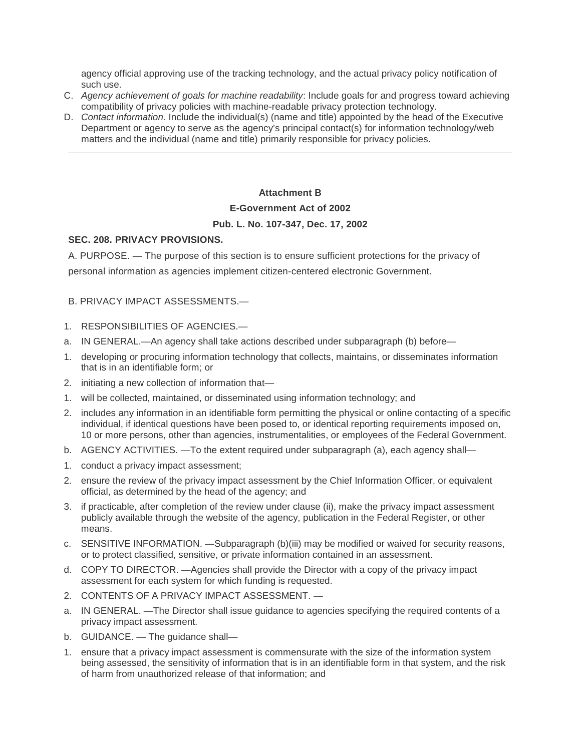agency official approving use of the tracking technology, and the actual privacy policy notification of such use.

C. *Agency achievement of goals for machine readability*: Include goals for and progress toward achieving compatibility of privacy policies with machine-readable privacy protection technology.
D. *Contact information.* Include the individual(s) (name and title) appointed by the head of the Executive Department or agency to serve as the agency's principal contact(s) for information technology/web matters and the individual (name and title) primarily responsible for privacy policies.

---

**Attachment B**

**E-Government Act of 2002**

**Pub. L. No. 107-347, Dec. 17, 2002**

**SEC. 208. PRIVACY PROVISIONS.**

A. PURPOSE. — The purpose of this section is to ensure sufficient protections for the privacy of personal information as agencies implement citizen-centered electronic Government.

B. PRIVACY IMPACT ASSESSMENTS.—

1. RESPONSIBILITIES OF AGENCIES.—

a. IN GENERAL.—An agency shall take actions described under subparagraph (b) before—

1. developing or procuring information technology that collects, maintains, or disseminates information that is in an identifiable form; or
2. initiating a new collection of information that—

1. will be collected, maintained, or disseminated using information technology; and
2. includes any information in an identifiable form permitting the physical or online contacting of a specific individual, if identical questions have been posed to, or identical reporting requirements imposed on, 10 or more persons, other than agencies, instrumentalities, or employees of the Federal Government.

b. AGENCY ACTIVITIES. —To the extent required under subparagraph (a), each agency shall—

1. conduct a privacy impact assessment;
2. ensure the review of the privacy impact assessment by the Chief Information Officer, or equivalent official, as determined by the head of the agency; and
3. if practicable, after completion of the review under clause (ii), make the privacy impact assessment publicly available through the website of the agency, publication in the Federal Register, or other means.

c. SENSITIVE INFORMATION. —Subparagraph (b)(iii) may be modified or waived for security reasons, or to protect classified, sensitive, or private information contained in an assessment.

d. COPY TO DIRECTOR. —Agencies shall provide the Director with a copy of the privacy impact assessment for each system for which funding is requested.

2. CONTENTS OF A PRIVACY IMPACT ASSESSMENT. —

a. IN GENERAL. —The Director shall issue guidance to agencies specifying the required contents of a privacy impact assessment.

b. GUIDANCE. — The guidance shall—

1. ensure that a privacy impact assessment is commensurate with the size of the information system being assessed, the sensitivity of information that is in an identifiable form in that system, and the risk of harm from unauthorized release of that information; and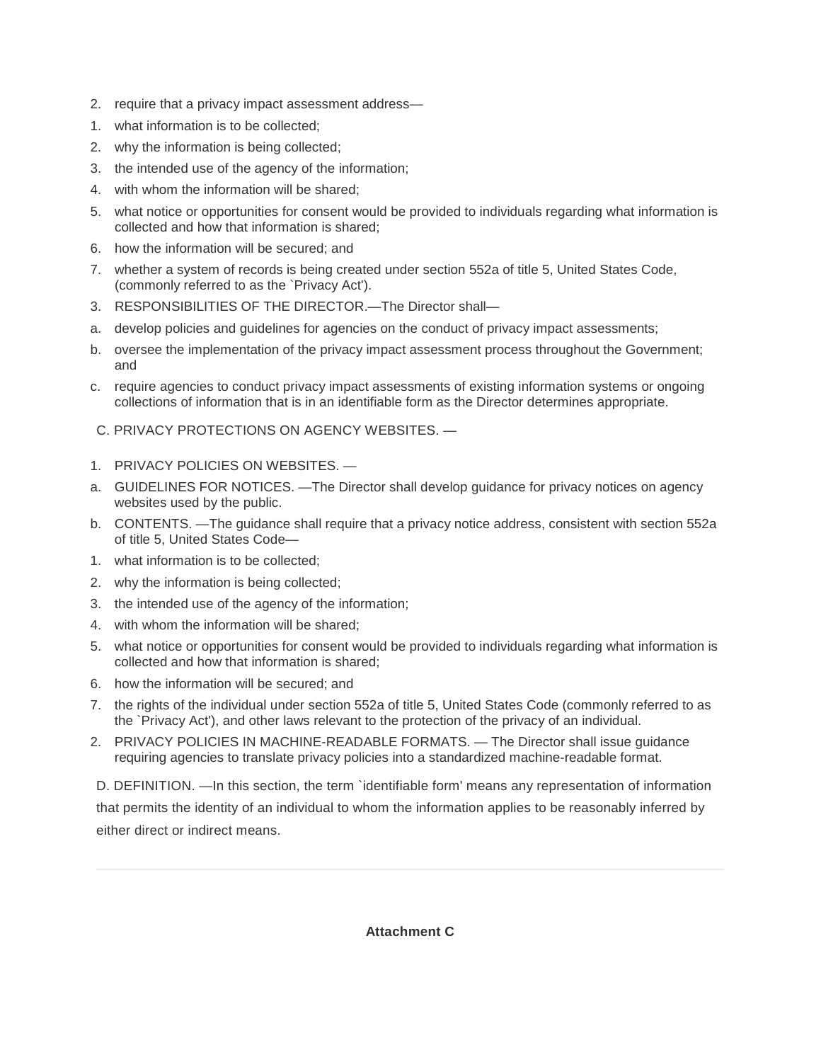2. require that a privacy impact assessment address—
1. what information is to be collected;
2. why the information is being collected;
3. the intended use of the agency of the information;
4. with whom the information will be shared;
5. what notice or opportunities for consent would be provided to individuals regarding what information is collected and how that information is shared;
6. how the information will be secured; and
7. whether a system of records is being created under section 552a of title 5, United States Code, (commonly referred to as the `Privacy Act').
3. RESPONSIBILITIES OF THE DIRECTOR.—The Director shall—
a. develop policies and guidelines for agencies on the conduct of privacy impact assessments;
b. oversee the implementation of the privacy impact assessment process throughout the Government; and
c. require agencies to conduct privacy impact assessments of existing information systems or ongoing collections of information that is in an identifiable form as the Director determines appropriate.

C. PRIVACY PROTECTIONS ON AGENCY WEBSITES. —

1. PRIVACY POLICIES ON WEBSITES. —
a. GUIDELINES FOR NOTICES. —The Director shall develop guidance for privacy notices on agency websites used by the public.
b. CONTENTS. —The guidance shall require that a privacy notice address, consistent with section 552a of title 5, United States Code—
1. what information is to be collected;
2. why the information is being collected;
3. the intended use of the agency of the information;
4. with whom the information will be shared;
5. what notice or opportunities for consent would be provided to individuals regarding what information is collected and how that information is shared;
6. how the information will be secured; and
7. the rights of the individual under section 552a of title 5, United States Code (commonly referred to as the `Privacy Act'), and other laws relevant to the protection of the privacy of an individual.
2. PRIVACY POLICIES IN MACHINE-READABLE FORMATS. — The Director shall issue guidance requiring agencies to translate privacy policies into a standardized machine-readable format.

D. DEFINITION. —In this section, the term `identifiable form' means any representation of information that permits the identity of an individual to whom the information applies to be reasonably inferred by either direct or indirect means.

---

**Attachment C**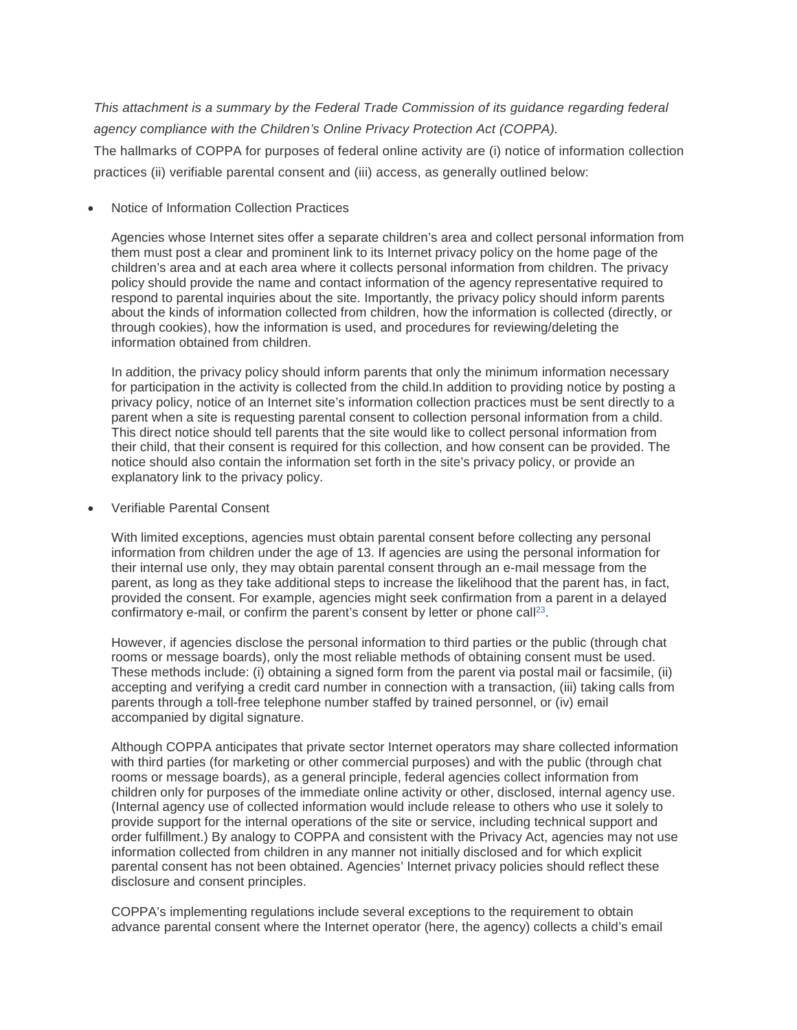*This attachment is a summary by the Federal Trade Commission of its guidance regarding federal agency compliance with the Children's Online Privacy Protection Act (COPPA).*

The hallmarks of COPPA for purposes of federal online activity are (i) notice of information collection practices (ii) verifiable parental consent and (iii) access, as generally outlined below:

- Notice of Information Collection Practices

  Agencies whose Internet sites offer a separate children's area and collect personal information from them must post a clear and prominent link to its Internet privacy policy on the home page of the children's area and at each area where it collects personal information from children. The privacy policy should provide the name and contact information of the agency representative required to respond to parental inquiries about the site. Importantly, the privacy policy should inform parents about the kinds of information collected from children, how the information is collected (directly, or through cookies), how the information is used, and procedures for reviewing/deleting the information obtained from children.

  In addition, the privacy policy should inform parents that only the minimum information necessary for participation in the activity is collected from the child.In addition to providing notice by posting a privacy policy, notice of an Internet site's information collection practices must be sent directly to a parent when a site is requesting parental consent to collection personal information from a child. This direct notice should tell parents that the site would like to collect personal information from their child, that their consent is required for this collection, and how consent can be provided. The notice should also contain the information set forth in the site's privacy policy, or provide an explanatory link to the privacy policy.

- Verifiable Parental Consent

  With limited exceptions, agencies must obtain parental consent before collecting any personal information from children under the age of 13. If agencies are using the personal information for their internal use only, they may obtain parental consent through an e-mail message from the parent, as long as they take additional steps to increase the likelihood that the parent has, in fact, provided the consent. For example, agencies might seek confirmation from a parent in a delayed confirmatory e-mail, or confirm the parent's consent by letter or phone call[23].

  However, if agencies disclose the personal information to third parties or the public (through chat rooms or message boards), only the most reliable methods of obtaining consent must be used. These methods include: (i) obtaining a signed form from the parent via postal mail or facsimile, (ii) accepting and verifying a credit card number in connection with a transaction, (iii) taking calls from parents through a toll-free telephone number staffed by trained personnel, or (iv) email accompanied by digital signature.

  Although COPPA anticipates that private sector Internet operators may share collected information with third parties (for marketing or other commercial purposes) and with the public (through chat rooms or message boards), as a general principle, federal agencies collect information from children only for purposes of the immediate online activity or other, disclosed, internal agency use. (Internal agency use of collected information would include release to others who use it solely to provide support for the internal operations of the site or service, including technical support and order fulfillment.) By analogy to COPPA and consistent with the Privacy Act, agencies may not use information collected from children in any manner not initially disclosed and for which explicit parental consent has not been obtained. Agencies' Internet privacy policies should reflect these disclosure and consent principles.

  COPPA's implementing regulations include several exceptions to the requirement to obtain advance parental consent where the Internet operator (here, the agency) collects a child's email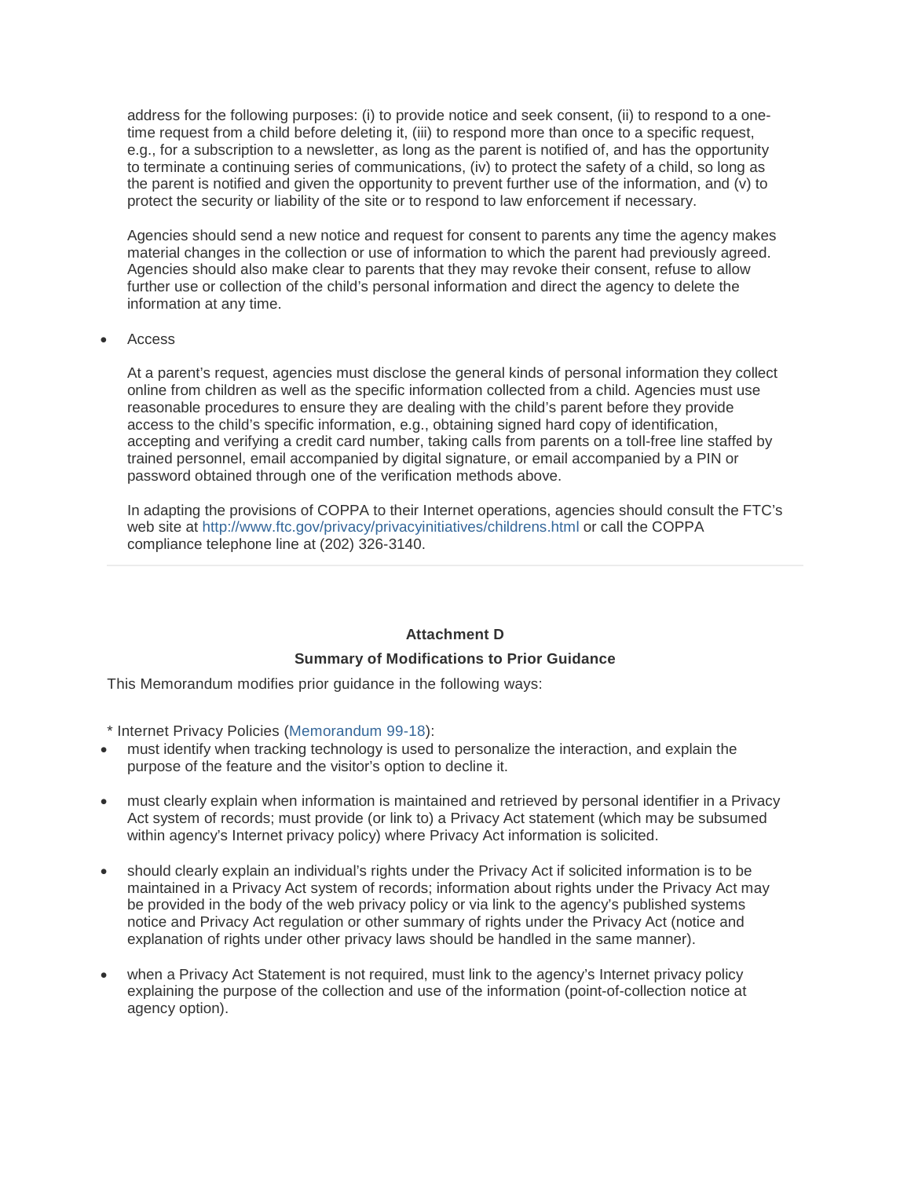address for the following purposes: (i) to provide notice and seek consent, (ii) to respond to a one-time request from a child before deleting it, (iii) to respond more than once to a specific request, e.g., for a subscription to a newsletter, as long as the parent is notified of, and has the opportunity to terminate a continuing series of communications, (iv) to protect the safety of a child, so long as the parent is notified and given the opportunity to prevent further use of the information, and (v) to protect the security or liability of the site or to respond to law enforcement if necessary.

Agencies should send a new notice and request for consent to parents any time the agency makes material changes in the collection or use of information to which the parent had previously agreed. Agencies should also make clear to parents that they may revoke their consent, refuse to allow further use or collection of the child's personal information and direct the agency to delete the information at any time.

- Access

  At a parent's request, agencies must disclose the general kinds of personal information they collect online from children as well as the specific information collected from a child. Agencies must use reasonable procedures to ensure they are dealing with the child's parent before they provide access to the child's specific information, e.g., obtaining signed hard copy of identification, accepting and verifying a credit card number, taking calls from parents on a toll-free line staffed by trained personnel, email accompanied by digital signature, or email accompanied by a PIN or password obtained through one of the verification methods above.

  In adapting the provisions of COPPA to their Internet operations, agencies should consult the FTC's web site at http://www.ftc.gov/privacy/privacyinitiatives/childrens.html or call the COPPA compliance telephone line at (202) 326-3140.

---

**Attachment D**

**Summary of Modifications to Prior Guidance**

This Memorandum modifies prior guidance in the following ways:

* Internet Privacy Policies (Memorandum 99-18):

- must identify when tracking technology is used to personalize the interaction, and explain the purpose of the feature and the visitor's option to decline it.
- must clearly explain when information is maintained and retrieved by personal identifier in a Privacy Act system of records; must provide (or link to) a Privacy Act statement (which may be subsumed within agency's Internet privacy policy) where Privacy Act information is solicited.
- should clearly explain an individual's rights under the Privacy Act if solicited information is to be maintained in a Privacy Act system of records; information about rights under the Privacy Act may be provided in the body of the web privacy policy or via link to the agency's published systems notice and Privacy Act regulation or other summary of rights under the Privacy Act (notice and explanation of rights under other privacy laws should be handled in the same manner).
- when a Privacy Act Statement is not required, must link to the agency's Internet privacy policy explaining the purpose of the collection and use of the information (point-of-collection notice at agency option).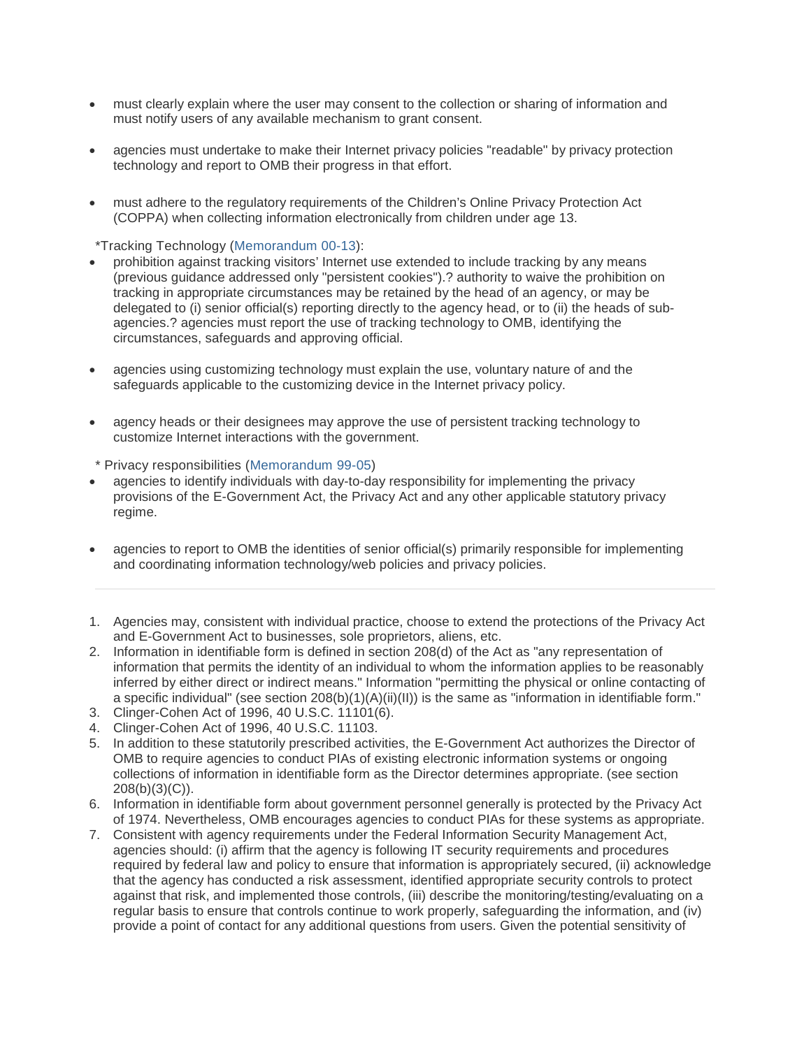- must clearly explain where the user may consent to the collection or sharing of information and must notify users of any available mechanism to grant consent.

- agencies must undertake to make their Internet privacy policies "readable" by privacy protection technology and report to OMB their progress in that effort.

- must adhere to the regulatory requirements of the Children's Online Privacy Protection Act (COPPA) when collecting information electronically from children under age 13.

*Tracking Technology (Memorandum 00-13):

- prohibition against tracking visitors' Internet use extended to include tracking by any means (previous guidance addressed only "persistent cookies").? authority to waive the prohibition on tracking in appropriate circumstances may be retained by the head of an agency, or may be delegated to (i) senior official(s) reporting directly to the agency head, or to (ii) the heads of sub-agencies.? agencies must report the use of tracking technology to OMB, identifying the circumstances, safeguards and approving official.

- agencies using customizing technology must explain the use, voluntary nature of and the safeguards applicable to the customizing device in the Internet privacy policy.

- agency heads or their designees may approve the use of persistent tracking technology to customize Internet interactions with the government.

* Privacy responsibilities (Memorandum 99-05)

- agencies to identify individuals with day-to-day responsibility for implementing the privacy provisions of the E-Government Act, the Privacy Act and any other applicable statutory privacy regime.

- agencies to report to OMB the identities of senior official(s) primarily responsible for implementing and coordinating information technology/web policies and privacy policies.

---

1. Agencies may, consistent with individual practice, choose to extend the protections of the Privacy Act and E-Government Act to businesses, sole proprietors, aliens, etc.
2. Information in identifiable form is defined in section 208(d) of the Act as "any representation of information that permits the identity of an individual to whom the information applies to be reasonably inferred by either direct or indirect means." Information "permitting the physical or online contacting of a specific individual" (see section 208(b)(1)(A)(ii)(II)) is the same as "information in identifiable form."
3. Clinger-Cohen Act of 1996, 40 U.S.C. 11101(6).
4. Clinger-Cohen Act of 1996, 40 U.S.C. 11103.
5. In addition to these statutorily prescribed activities, the E-Government Act authorizes the Director of OMB to require agencies to conduct PIAs of existing electronic information systems or ongoing collections of information in identifiable form as the Director determines appropriate. (see section 208(b)(3)(C)).
6. Information in identifiable form about government personnel generally is protected by the Privacy Act of 1974. Nevertheless, OMB encourages agencies to conduct PIAs for these systems as appropriate.
7. Consistent with agency requirements under the Federal Information Security Management Act, agencies should: (i) affirm that the agency is following IT security requirements and procedures required by federal law and policy to ensure that information is appropriately secured, (ii) acknowledge that the agency has conducted a risk assessment, identified appropriate security controls to protect against that risk, and implemented those controls, (iii) describe the monitoring/testing/evaluating on a regular basis to ensure that controls continue to work properly, safeguarding the information, and (iv) provide a point of contact for any additional questions from users. Given the potential sensitivity of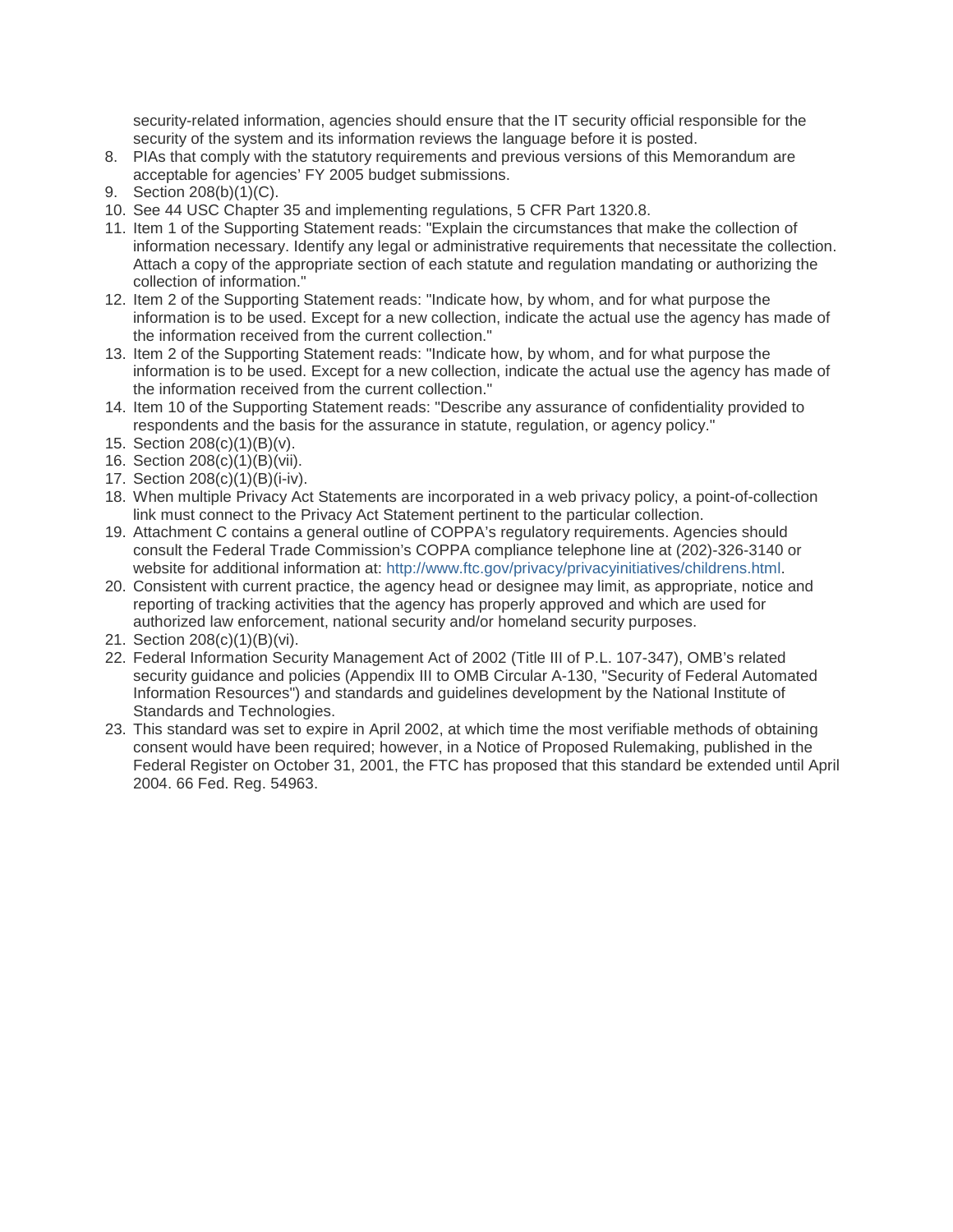security-related information, agencies should ensure that the IT security official responsible for the security of the system and its information reviews the language before it is posted.

8. PIAs that comply with the statutory requirements and previous versions of this Memorandum are acceptable for agencies' FY 2005 budget submissions.
9. Section 208(b)(1)(C).
10. See 44 USC Chapter 35 and implementing regulations, 5 CFR Part 1320.8.
11. Item 1 of the Supporting Statement reads: "Explain the circumstances that make the collection of information necessary. Identify any legal or administrative requirements that necessitate the collection. Attach a copy of the appropriate section of each statute and regulation mandating or authorizing the collection of information."
12. Item 2 of the Supporting Statement reads: "Indicate how, by whom, and for what purpose the information is to be used. Except for a new collection, indicate the actual use the agency has made of the information received from the current collection."
13. Item 2 of the Supporting Statement reads: "Indicate how, by whom, and for what purpose the information is to be used. Except for a new collection, indicate the actual use the agency has made of the information received from the current collection."
14. Item 10 of the Supporting Statement reads: "Describe any assurance of confidentiality provided to respondents and the basis for the assurance in statute, regulation, or agency policy."
15. Section 208(c)(1)(B)(v).
16. Section 208(c)(1)(B)(vii).
17. Section 208(c)(1)(B)(i-iv).
18. When multiple Privacy Act Statements are incorporated in a web privacy policy, a point-of-collection link must connect to the Privacy Act Statement pertinent to the particular collection.
19. Attachment C contains a general outline of COPPA's regulatory requirements. Agencies should consult the Federal Trade Commission's COPPA compliance telephone line at (202)-326-3140 or website for additional information at: http://www.ftc.gov/privacy/privacyinitiatives/childrens.html.
20. Consistent with current practice, the agency head or designee may limit, as appropriate, notice and reporting of tracking activities that the agency has properly approved and which are used for authorized law enforcement, national security and/or homeland security purposes.
21. Section 208(c)(1)(B)(vi).
22. Federal Information Security Management Act of 2002 (Title III of P.L. 107-347), OMB's related security guidance and policies (Appendix III to OMB Circular A-130, "Security of Federal Automated Information Resources") and standards and guidelines development by the National Institute of Standards and Technologies.
23. This standard was set to expire in April 2002, at which time the most verifiable methods of obtaining consent would have been required; however, in a Notice of Proposed Rulemaking, published in the Federal Register on October 31, 2001, the FTC has proposed that this standard be extended until April 2004. 66 Fed. Reg. 54963.